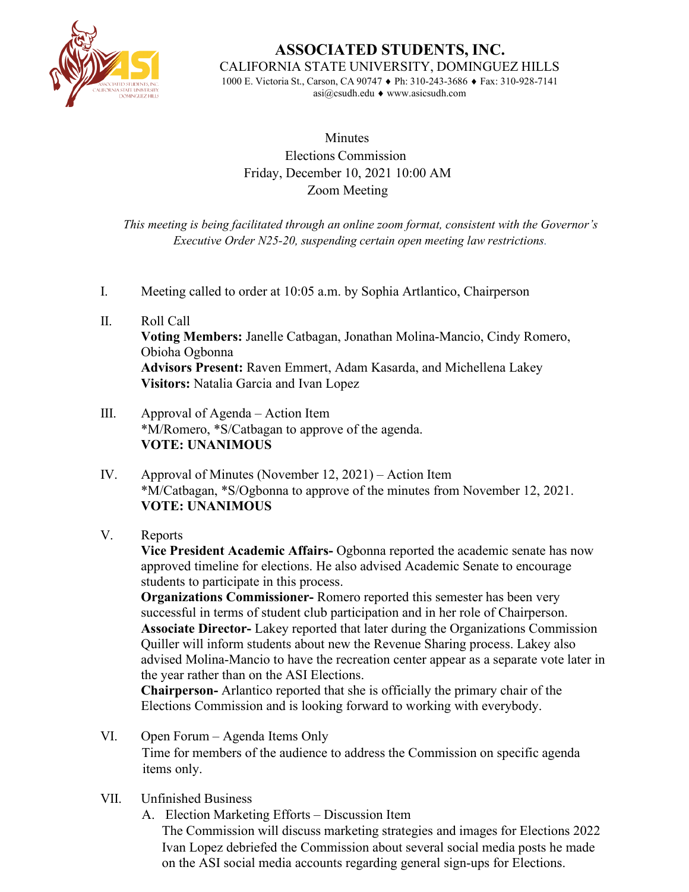# ASSOCIATED STUDENTS, INC.

CALIFORNIA STATE UNIVERSITY, DOMINGUEZ HILLS

1000 E. Victoria St., Carson, CA 90747 ♦ Ph: 310-243-3686 ♦ Fax: 310-928-7141
asi@csudh.edu ♦ www.asicsudh.com

Minutes
Elections Commission
Friday, December 10, 2021 10:00 AM
Zoom Meeting

*This meeting is being facilitated through an online zoom format, consistent with the Governor's Executive Order N25-20, suspending certain open meeting law restrictions.*

I. Meeting called to order at 10:05 a.m. by Sophia Artlantico, Chairperson

II. Roll Call
**Voting Members:** Janelle Catbagan, Jonathan Molina-Mancio, Cindy Romero, Obioha Ogbonna
**Advisors Present:** Raven Emmert, Adam Kasarda, and Michellena Lakey
**Visitors:** Natalia Garcia and Ivan Lopez

III. Approval of Agenda – Action Item
*M/Romero, *S/Catbagan to approve of the agenda.
**VOTE: UNANIMOUS**

IV. Approval of Minutes (November 12, 2021) – Action Item
*M/Catbagan, *S/Ogbonna to approve of the minutes from November 12, 2021.
**VOTE: UNANIMOUS**

V. Reports
**Vice President Academic Affairs-** Ogbonna reported the academic senate has now approved timeline for elections. He also advised Academic Senate to encourage students to participate in this process.
**Organizations Commissioner-** Romero reported this semester has been very successful in terms of student club participation and in her role of Chairperson.
**Associate Director-** Lakey reported that later during the Organizations Commission Quiller will inform students about new the Revenue Sharing process. Lakey also advised Molina-Mancio to have the recreation center appear as a separate vote later in the year rather than on the ASI Elections.
**Chairperson-** Arlantico reported that she is officially the primary chair of the Elections Commission and is looking forward to working with everybody.

VI. Open Forum – Agenda Items Only
Time for members of the audience to address the Commission on specific agenda items only.

VII. Unfinished Business
A. Election Marketing Efforts – Discussion Item
The Commission will discuss marketing strategies and images for Elections 2022
Ivan Lopez debriefed the Commission about several social media posts he made on the ASI social media accounts regarding general sign-ups for Elections.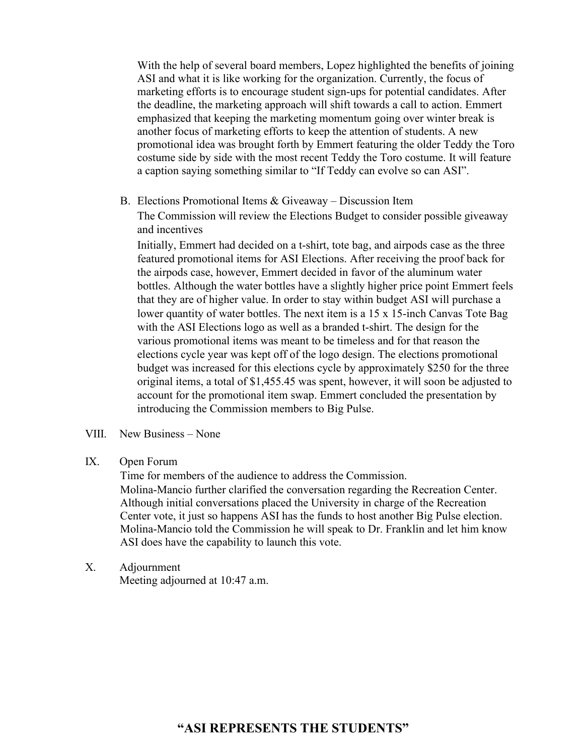With the help of several board members, Lopez highlighted the benefits of joining ASI and what it is like working for the organization. Currently, the focus of marketing efforts is to encourage student sign-ups for potential candidates. After the deadline, the marketing approach will shift towards a call to action. Emmert emphasized that keeping the marketing momentum going over winter break is another focus of marketing efforts to keep the attention of students. A new promotional idea was brought forth by Emmert featuring the older Teddy the Toro costume side by side with the most recent Teddy the Toro costume. It will feature a caption saying something similar to "If Teddy can evolve so can ASI".

B. Elections Promotional Items & Giveaway – Discussion Item

The Commission will review the Elections Budget to consider possible giveaway and incentives

Initially, Emmert had decided on a t-shirt, tote bag, and airpods case as the three featured promotional items for ASI Elections. After receiving the proof back for the airpods case, however, Emmert decided in favor of the aluminum water bottles. Although the water bottles have a slightly higher price point Emmert feels that they are of higher value. In order to stay within budget ASI will purchase a lower quantity of water bottles. The next item is a 15 x 15-inch Canvas Tote Bag with the ASI Elections logo as well as a branded t-shirt. The design for the various promotional items was meant to be timeless and for that reason the elections cycle year was kept off of the logo design. The elections promotional budget was increased for this elections cycle by approximately $250 for the three original items, a total of $1,455.45 was spent, however, it will soon be adjusted to account for the promotional item swap. Emmert concluded the presentation by introducing the Commission members to Big Pulse.

VIII. New Business – None

IX. Open Forum

Time for members of the audience to address the Commission.

Molina-Mancio further clarified the conversation regarding the Recreation Center. Although initial conversations placed the University in charge of the Recreation Center vote, it just so happens ASI has the funds to host another Big Pulse election. Molina-Mancio told the Commission he will speak to Dr. Franklin and let him know ASI does have the capability to launch this vote.

X. Adjournment

Meeting adjourned at 10:47 a.m.

**"ASI REPRESENTS THE STUDENTS"**